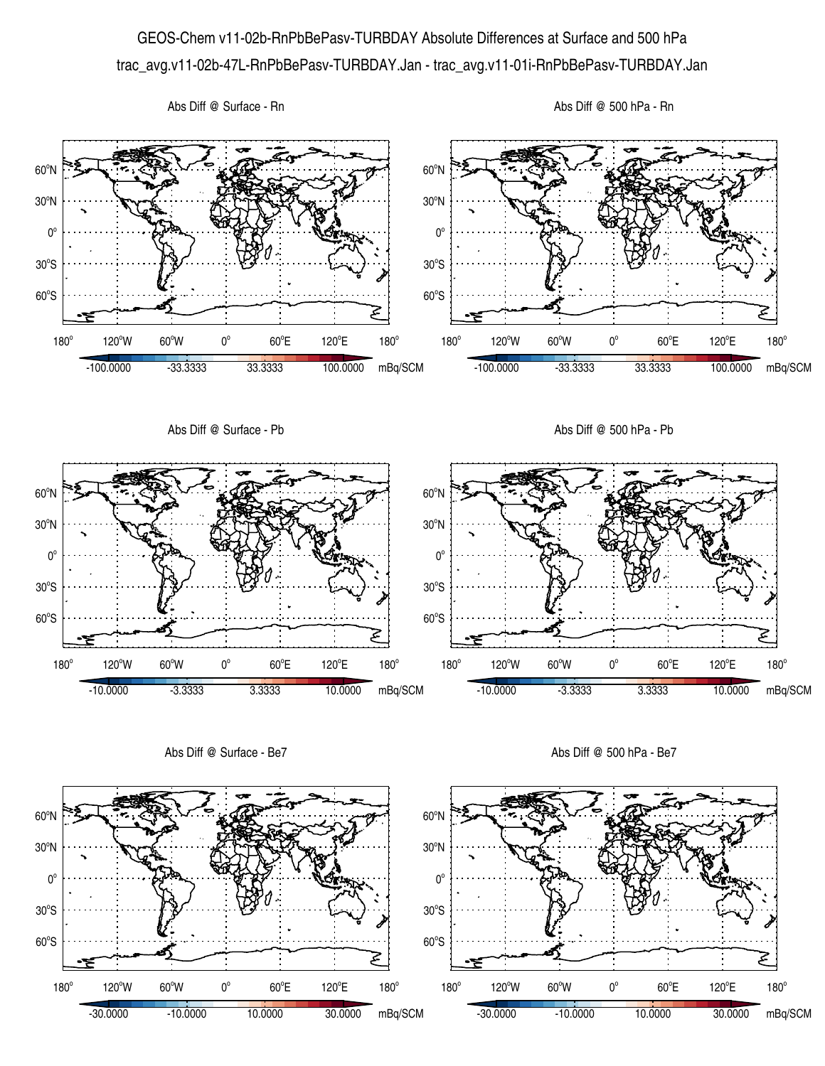# GEOS-Chem v11-02b-RnPbBePasv-TURBDAY Absolute Differences at Surface and 500 hPa

trac_avg.v11-02b-47L-RnPbBePasv-TURBDAY.Jan - trac_avg.v11-01i-RnPbBePasv-TURBDAY.Jan

Abs Diff @ Surface - Rn

Abs Diff @ 500 hPa - Rn

Abs Diff @ Surface - Pb

Abs Diff @ 500 hPa - Pb

Abs Diff @ Surface - Be7

Abs Diff @ 500 hPa - Be7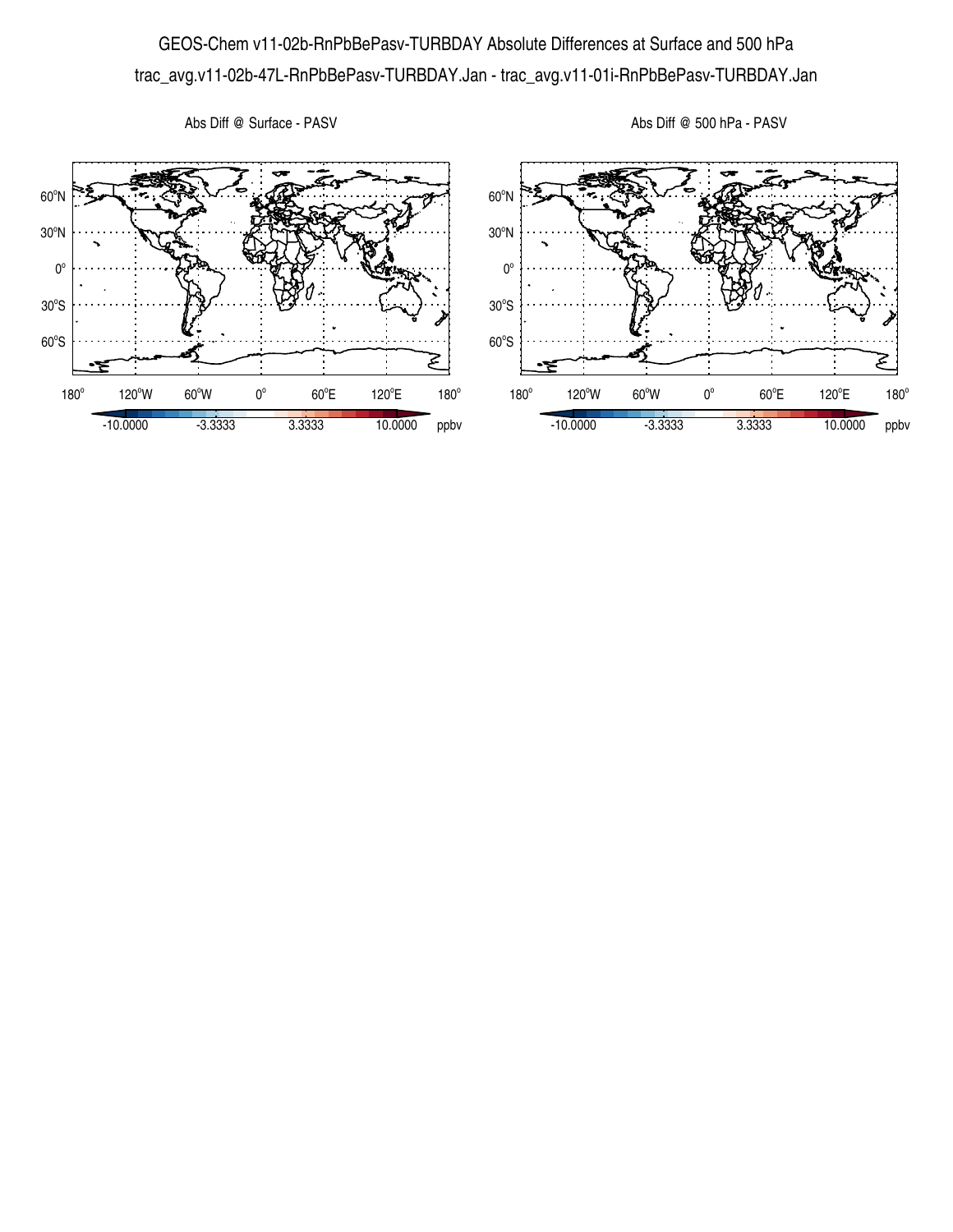GEOS-Chem v11-02b-RnPbBePasv-TURBDAY Absolute Differences at Surface and 500 hPa

trac_avg.v11-02b-47L-RnPbBePasv-TURBDAY.Jan - trac_avg.v11-01i-RnPbBePasv-TURBDAY.Jan

Abs Diff @ Surface - PASV

60°N
30°N
0°
30°S
60°S

180° 120°W 60°W 0° 60°E 120°E 180°

-10.0000 -3.3333 3.3333 10.0000 ppbv

Abs Diff @ 500 hPa - PASV

60°N
30°N
0°
30°S
60°S

180° 120°W 60°W 0° 60°E 120°E 180°

-10.0000 -3.3333 3.3333 10.0000 ppbv